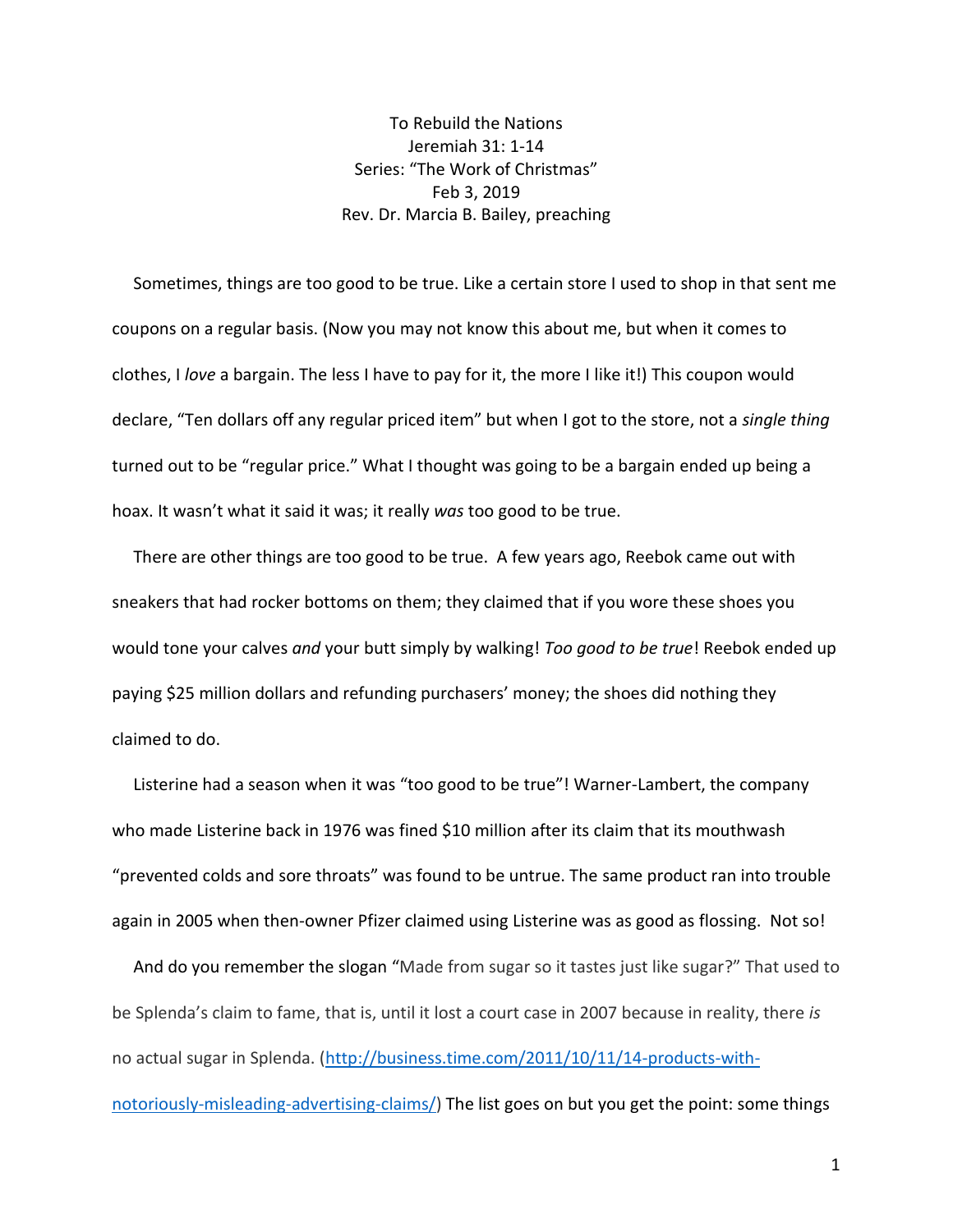To Rebuild the Nations
Jeremiah 31: 1-14
Series: "The Work of Christmas"
Feb 3, 2019
Rev. Dr. Marcia B. Bailey, preaching

Sometimes, things are too good to be true. Like a certain store I used to shop in that sent me coupons on a regular basis. (Now you may not know this about me, but when it comes to clothes, I *love* a bargain. The less I have to pay for it, the more I like it!) This coupon would declare, "Ten dollars off any regular priced item" but when I got to the store, not a *single thing* turned out to be "regular price." What I thought was going to be a bargain ended up being a hoax. It wasn't what it said it was; it really *was* too good to be true.

There are other things are too good to be true. A few years ago, Reebok came out with sneakers that had rocker bottoms on them; they claimed that if you wore these shoes you would tone your calves *and* your butt simply by walking! *Too good to be true*! Reebok ended up paying $25 million dollars and refunding purchasers' money; the shoes did nothing they claimed to do.

Listerine had a season when it was "too good to be true"! Warner-Lambert, the company who made Listerine back in 1976 was fined $10 million after its claim that its mouthwash "prevented colds and sore throats" was found to be untrue. The same product ran into trouble again in 2005 when then-owner Pfizer claimed using Listerine was as good as flossing. Not so!

And do you remember the slogan "Made from sugar so it tastes just like sugar?" That used to be Splenda's claim to fame, that is, until it lost a court case in 2007 because in reality, there *is* no actual sugar in Splenda. ([http://business.time.com/2011/10/11/14-products-with-notoriously-misleading-advertising-claims/](http://business.time.com/2011/10/11/14-products-with-notoriously-misleading-advertising-claims/)) The list goes on but you get the point: some things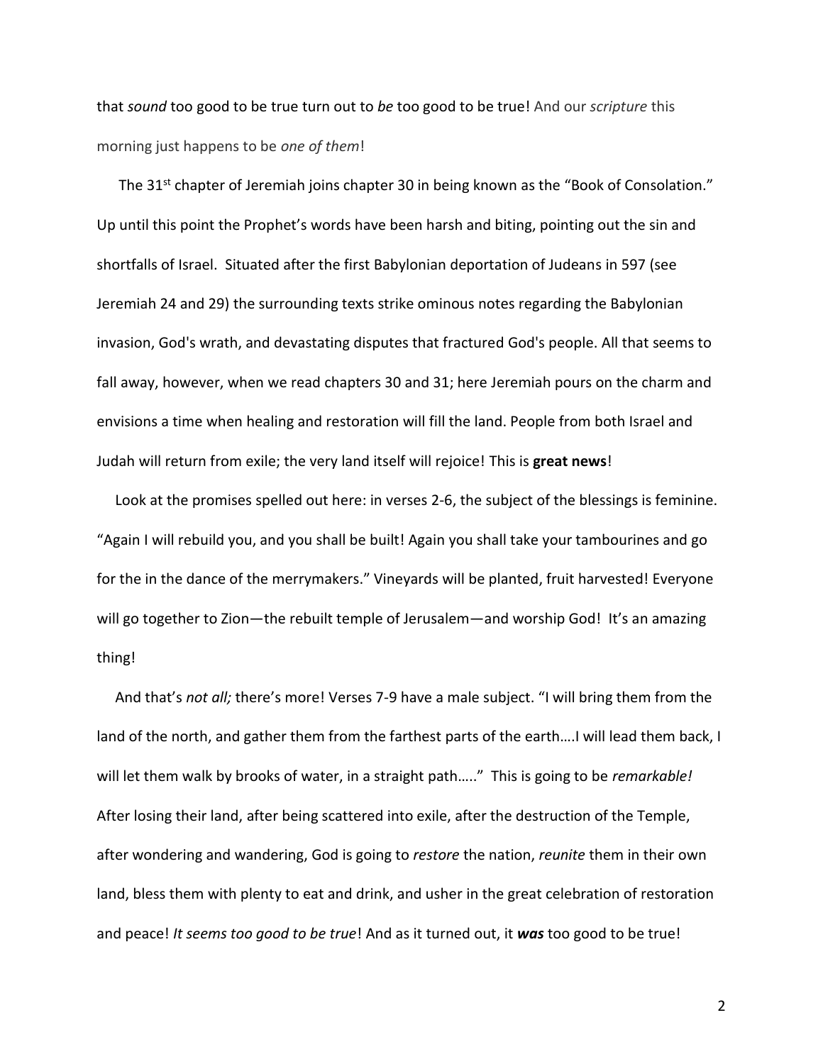that *sound* too good to be true turn out to *be* too good to be true! And our *scripture* this morning just happens to be *one of them*!

The 31st chapter of Jeremiah joins chapter 30 in being known as the "Book of Consolation." Up until this point the Prophet's words have been harsh and biting, pointing out the sin and shortfalls of Israel. Situated after the first Babylonian deportation of Judeans in 597 (see Jeremiah 24 and 29) the surrounding texts strike ominous notes regarding the Babylonian invasion, God's wrath, and devastating disputes that fractured God's people. All that seems to fall away, however, when we read chapters 30 and 31; here Jeremiah pours on the charm and envisions a time when healing and restoration will fill the land. People from both Israel and Judah will return from exile; the very land itself will rejoice! This is **great news**!

Look at the promises spelled out here: in verses 2-6, the subject of the blessings is feminine. "Again I will rebuild you, and you shall be built! Again you shall take your tambourines and go for the in the dance of the merrymakers." Vineyards will be planted, fruit harvested! Everyone will go together to Zion—the rebuilt temple of Jerusalem—and worship God! It's an amazing thing!

And that's *not all;* there's more! Verses 7-9 have a male subject. "I will bring them from the land of the north, and gather them from the farthest parts of the earth….I will lead them back, I will let them walk by brooks of water, in a straight path….." This is going to be *remarkable!* After losing their land, after being scattered into exile, after the destruction of the Temple, after wondering and wandering, God is going to *restore* the nation, *reunite* them in their own land, bless them with plenty to eat and drink, and usher in the great celebration of restoration and peace! *It seems too good to be true*! And as it turned out, it ***was*** too good to be true!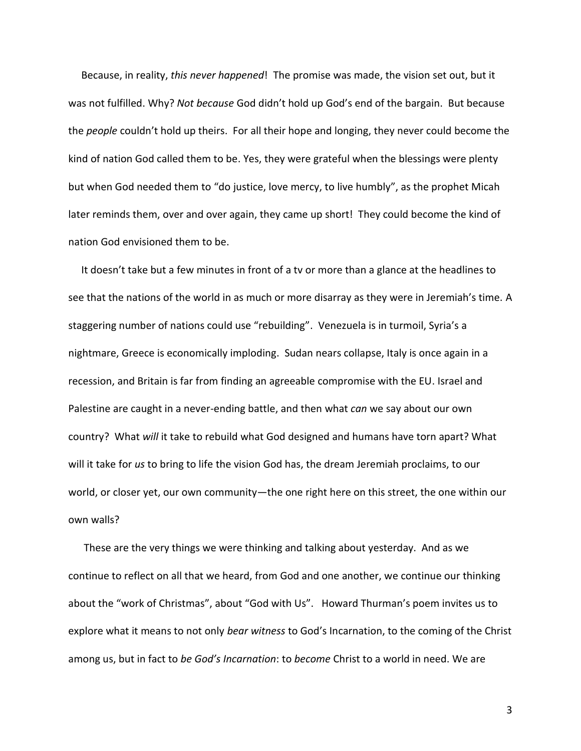Because, in reality, *this never happened*! The promise was made, the vision set out, but it was not fulfilled. Why? *Not because* God didn't hold up God's end of the bargain. But because the *people* couldn't hold up theirs. For all their hope and longing, they never could become the kind of nation God called them to be. Yes, they were grateful when the blessings were plenty but when God needed them to "do justice, love mercy, to live humbly", as the prophet Micah later reminds them, over and over again, they came up short! They could become the kind of nation God envisioned them to be.

It doesn't take but a few minutes in front of a tv or more than a glance at the headlines to see that the nations of the world in as much or more disarray as they were in Jeremiah's time. A staggering number of nations could use "rebuilding". Venezuela is in turmoil, Syria's a nightmare, Greece is economically imploding. Sudan nears collapse, Italy is once again in a recession, and Britain is far from finding an agreeable compromise with the EU. Israel and Palestine are caught in a never-ending battle, and then what *can* we say about our own country? What *will* it take to rebuild what God designed and humans have torn apart? What will it take for *us* to bring to life the vision God has, the dream Jeremiah proclaims, to our world, or closer yet, our own community—the one right here on this street, the one within our own walls?

These are the very things we were thinking and talking about yesterday. And as we continue to reflect on all that we heard, from God and one another, we continue our thinking about the "work of Christmas", about "God with Us". Howard Thurman's poem invites us to explore what it means to not only *bear witness* to God's Incarnation, to the coming of the Christ among us, but in fact to *be God's Incarnation*: to *become* Christ to a world in need. We are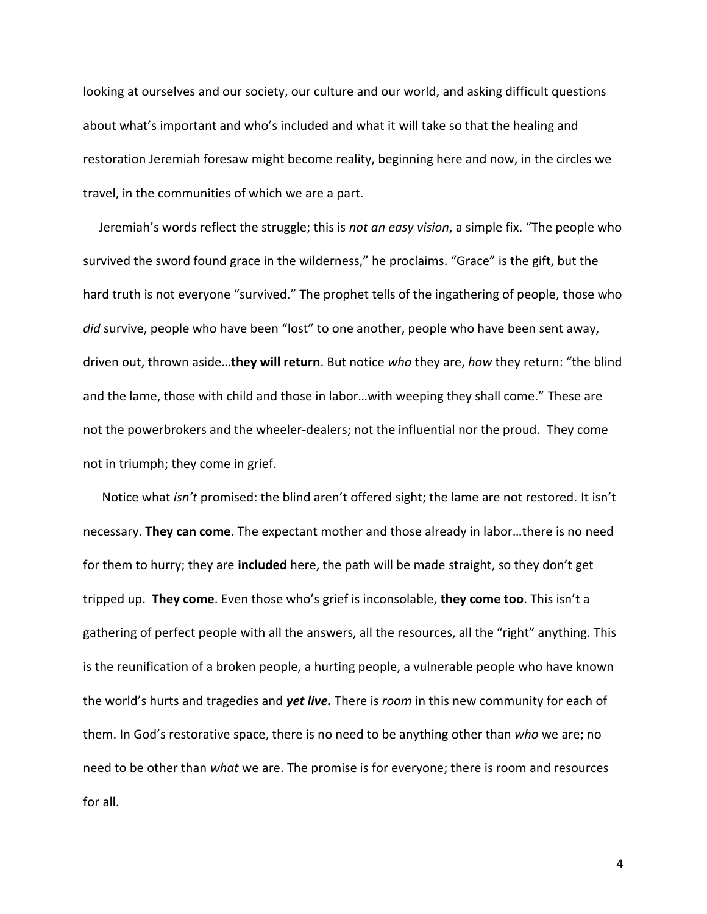looking at ourselves and our society, our culture and our world, and asking difficult questions about what's important and who's included and what it will take so that the healing and restoration Jeremiah foresaw might become reality, beginning here and now, in the circles we travel, in the communities of which we are a part.

Jeremiah's words reflect the struggle; this is *not an easy vision*, a simple fix. "The people who survived the sword found grace in the wilderness," he proclaims. "Grace" is the gift, but the hard truth is not everyone "survived." The prophet tells of the ingathering of people, those who *did* survive, people who have been "lost" to one another, people who have been sent away, driven out, thrown aside…**they will return**. But notice *who* they are, *how* they return: "the blind and the lame, those with child and those in labor…with weeping they shall come." These are not the powerbrokers and the wheeler-dealers; not the influential nor the proud. They come not in triumph; they come in grief.

Notice what *isn't* promised: the blind aren't offered sight; the lame are not restored. It isn't necessary. **They can come**. The expectant mother and those already in labor…there is no need for them to hurry; they are **included** here, the path will be made straight, so they don't get tripped up. **They come**. Even those who's grief is inconsolable, **they come too**. This isn't a gathering of perfect people with all the answers, all the resources, all the "right" anything. This is the reunification of a broken people, a hurting people, a vulnerable people who have known the world's hurts and tragedies and ***yet live.*** There is *room* in this new community for each of them. In God's restorative space, there is no need to be anything other than *who* we are; no need to be other than *what* we are. The promise is for everyone; there is room and resources for all.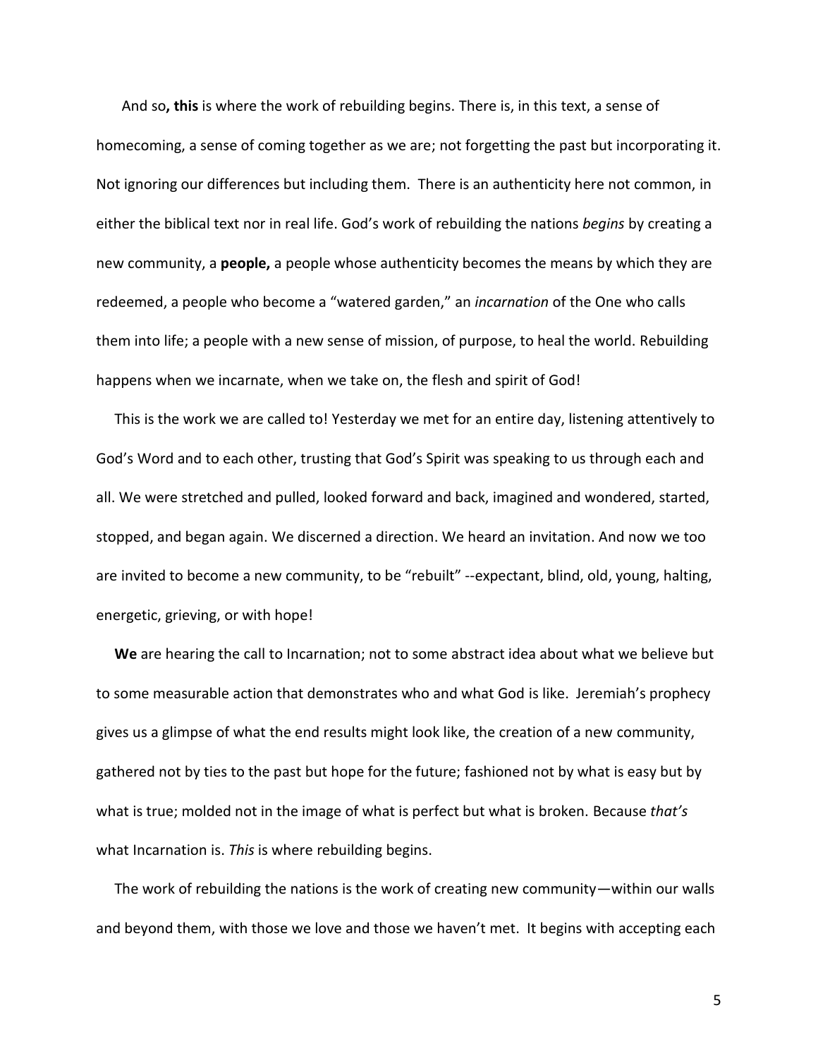And so**, this** is where the work of rebuilding begins. There is, in this text, a sense of homecoming, a sense of coming together as we are; not forgetting the past but incorporating it. Not ignoring our differences but including them. There is an authenticity here not common, in either the biblical text nor in real life. God's work of rebuilding the nations *begins* by creating a new community, a **people,** a people whose authenticity becomes the means by which they are redeemed, a people who become a "watered garden," an *incarnation* of the One who calls them into life; a people with a new sense of mission, of purpose, to heal the world. Rebuilding happens when we incarnate, when we take on, the flesh and spirit of God!

This is the work we are called to! Yesterday we met for an entire day, listening attentively to God's Word and to each other, trusting that God's Spirit was speaking to us through each and all. We were stretched and pulled, looked forward and back, imagined and wondered, started, stopped, and began again. We discerned a direction. We heard an invitation. And now we too are invited to become a new community, to be "rebuilt" --expectant, blind, old, young, halting, energetic, grieving, or with hope!

**We** are hearing the call to Incarnation; not to some abstract idea about what we believe but to some measurable action that demonstrates who and what God is like. Jeremiah's prophecy gives us a glimpse of what the end results might look like, the creation of a new community, gathered not by ties to the past but hope for the future; fashioned not by what is easy but by what is true; molded not in the image of what is perfect but what is broken. Because *that's* what Incarnation is. *This* is where rebuilding begins.

The work of rebuilding the nations is the work of creating new community—within our walls and beyond them, with those we love and those we haven't met. It begins with accepting each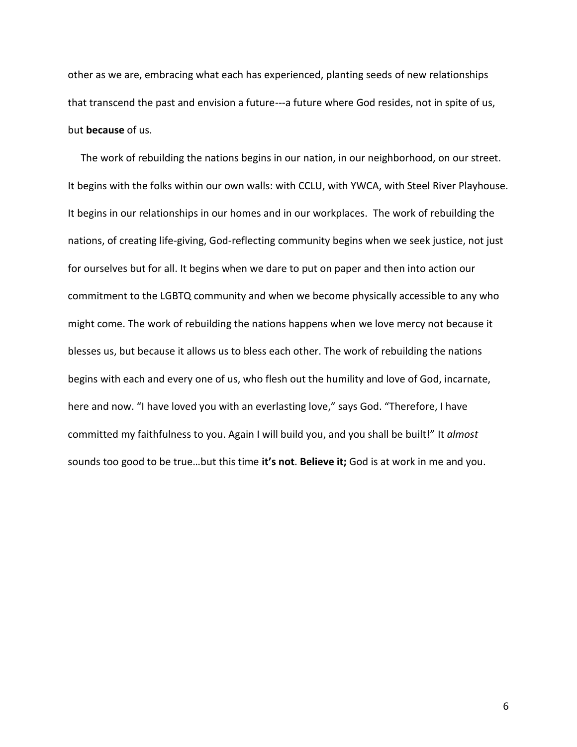other as we are, embracing what each has experienced, planting seeds of new relationships that transcend the past and envision a future---a future where God resides, not in spite of us, but **because** of us.

The work of rebuilding the nations begins in our nation, in our neighborhood, on our street. It begins with the folks within our own walls: with CCLU, with YWCA, with Steel River Playhouse. It begins in our relationships in our homes and in our workplaces. The work of rebuilding the nations, of creating life-giving, God-reflecting community begins when we seek justice, not just for ourselves but for all. It begins when we dare to put on paper and then into action our commitment to the LGBTQ community and when we become physically accessible to any who might come. The work of rebuilding the nations happens when we love mercy not because it blesses us, but because it allows us to bless each other. The work of rebuilding the nations begins with each and every one of us, who flesh out the humility and love of God, incarnate, here and now. "I have loved you with an everlasting love," says God. "Therefore, I have committed my faithfulness to you. Again I will build you, and you shall be built!" It *almost* sounds too good to be true…but this time **it's not**. **Believe it;** God is at work in me and you.